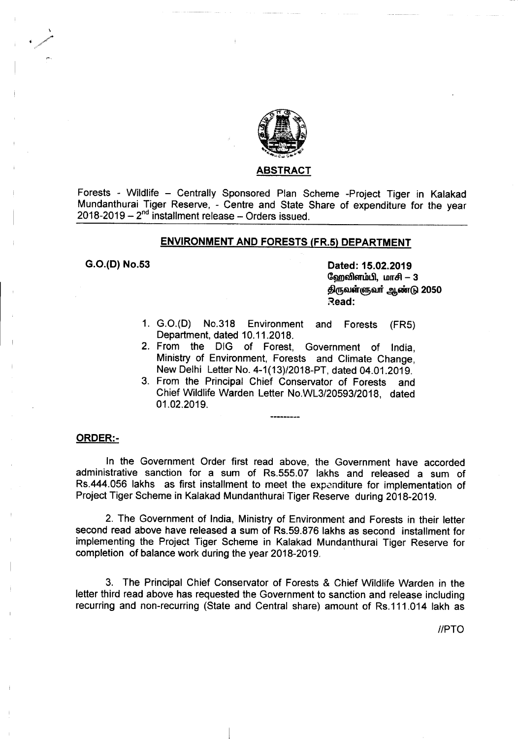## ABSTRACT

Forests - Wildlife – Centrally Sponsored Plan Scheme -Project Tiger in Kalakad Mundanthurai Tiger Reserve, - Centre and State Share of expenditure for the year 2018-2019 – 2nd installment release – Orders issued.

---

## ENVIRONMENT AND FORESTS (FR.5) DEPARTMENT

**G.O.(D) No.53**

**Dated: 15.02.2019**
**ஹேவிளம்பி, மாசி – 3**
**திருவள்ளுவர் ஆண்டு 2050**
**Read:**

1. G.O.(D) No.318 Environment and Forests (FR5) Department, dated 10.11.2018.
2. From the DIG of Forest, Government of India, Ministry of Environment, Forests and Climate Change, New Delhi Letter No. 4-1(13)/2018-PT, dated 04.01.2019.
3. From the Principal Chief Conservator of Forests and Chief Wildlife Warden Letter No.WL3/20593/2018, dated 01.02.2019.

---------

**ORDER:-**

In the Government Order first read above, the Government have accorded administrative sanction for a sum of Rs.555.07 lakhs and released a sum of Rs.444.056 lakhs as first installment to meet the expenditure for implementation of Project Tiger Scheme in Kalakad Mundanthurai Tiger Reserve during 2018-2019.

2. The Government of India, Ministry of Environment and Forests in their letter second read above have released a sum of Rs.59.876 lakhs as second installment for implementing the Project Tiger Scheme in Kalakad Mundanthurai Tiger Reserve for completion of balance work during the year 2018-2019.

3. The Principal Chief Conservator of Forests & Chief Wildlife Warden in the letter third read above has requested the Government to sanction and release including recurring and non-recurring (State and Central share) amount of Rs.111.014 lakh as

//PTO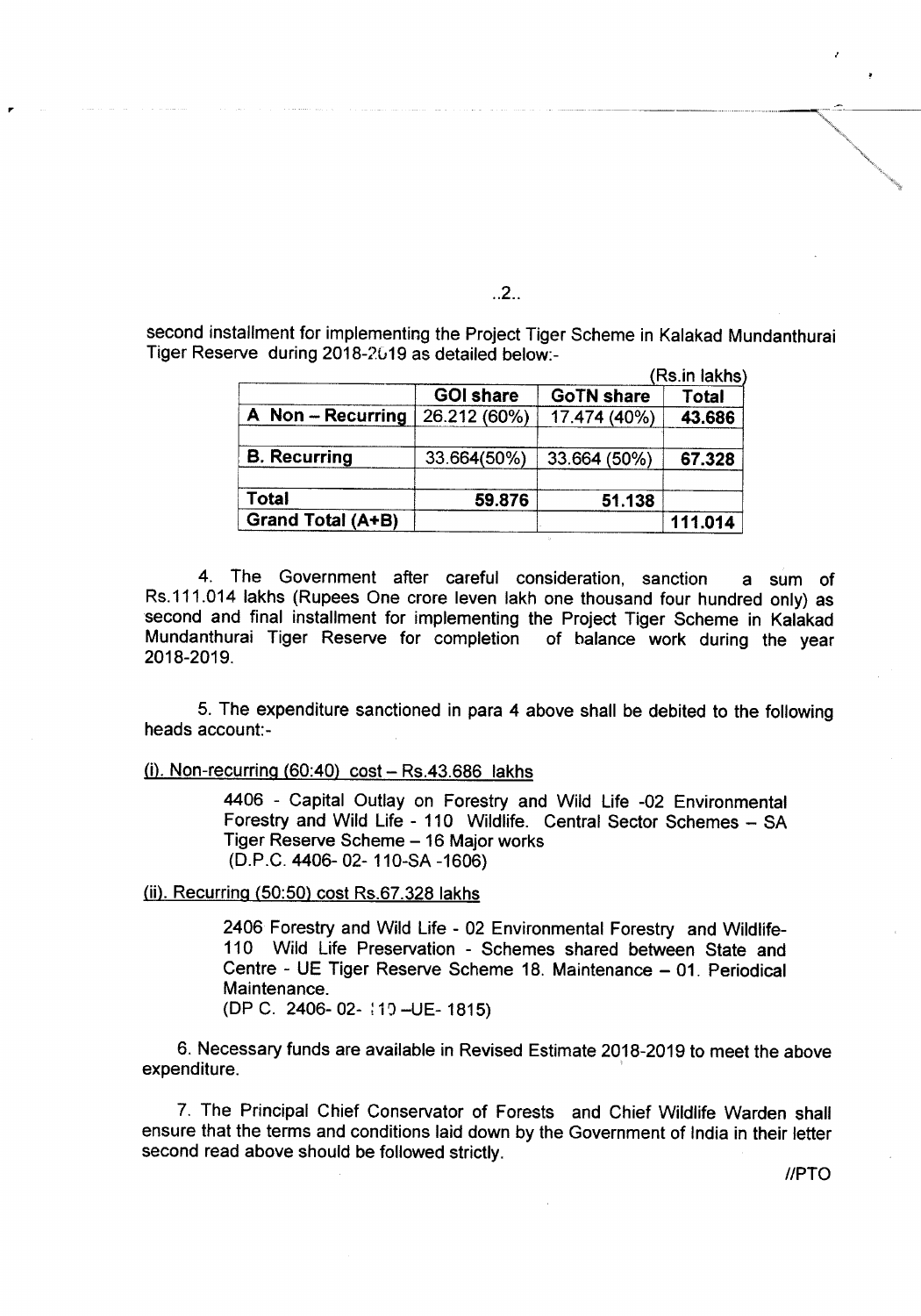second installment for implementing the Project Tiger Scheme in Kalakad Mundanthurai Tiger Reserve during 2018-2019 as detailed below:-

(Rs.in lakhs)

| | GOI share | GoTN share | Total |
|---|---|---|---|
| A Non – Recurring | 26.212 (60%) | 17.474 (40%) | 43.686 |
| | | | |
| B. Recurring | 33.664(50%) | 33.664 (50%) | 67.328 |
| | | | |
| Total | 59.876 | 51.138 | |
| Grand Total (A+B) | | | 111.014 |

4. The Government after careful consideration, sanction a sum of Rs.111.014 lakhs (Rupees One crore leven lakh one thousand four hundred only) as second and final installment for implementing the Project Tiger Scheme in Kalakad Mundanthurai Tiger Reserve for completion of balance work during the year 2018-2019.

5. The expenditure sanctioned in para 4 above shall be debited to the following heads account:-

(i). Non-recurring (60:40) cost – Rs.43.686 lakhs

> 4406 - Capital Outlay on Forestry and Wild Life -02 Environmental Forestry and Wild Life - 110 Wildlife. Central Sector Schemes – SA Tiger Reserve Scheme – 16 Major works
> (D.P.C. 4406- 02- 110-SA -1606)

(ii). Recurring (50:50) cost Rs.67.328 lakhs

> 2406 Forestry and Wild Life - 02 Environmental Forestry and Wildlife- 110 Wild Life Preservation - Schemes shared between State and Centre - UE Tiger Reserve Scheme 18. Maintenance – 01. Periodical Maintenance.
> (DP C. 2406- 02- 110 –UE- 1815)

6. Necessary funds are available in Revised Estimate 2018-2019 to meet the above expenditure.

7. The Principal Chief Conservator of Forests and Chief Wildlife Warden shall ensure that the terms and conditions laid down by the Government of India in their letter second read above should be followed strictly.

//PTO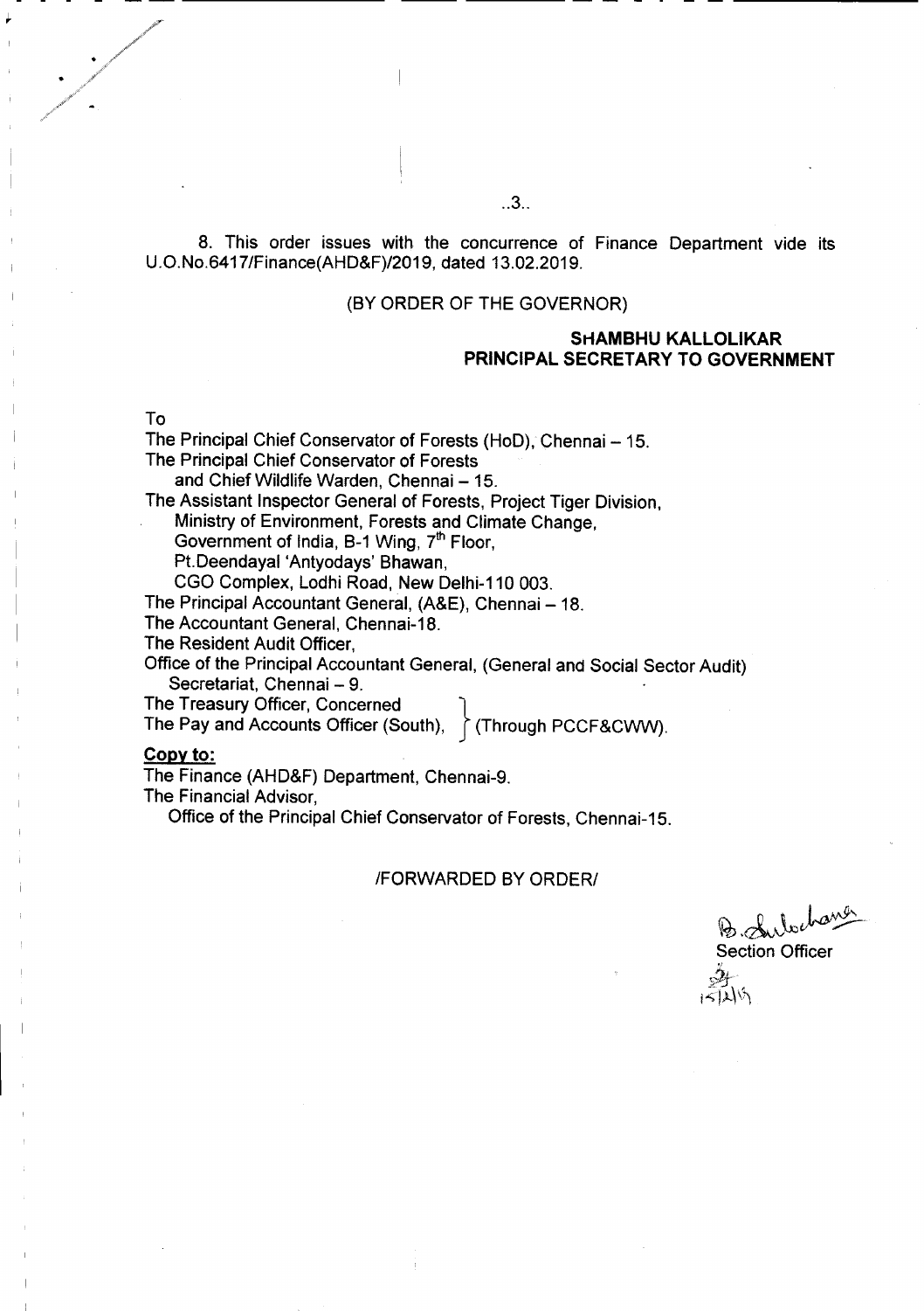8. This order issues with the concurrence of Finance Department vide its U.O.No.6417/Finance(AHD&F)/2019, dated 13.02.2019.

(BY ORDER OF THE GOVERNOR)

**SHAMBHU KALLOLIKAR**
**PRINCIPAL SECRETARY TO GOVERNMENT**

To

The Principal Chief Conservator of Forests (HoD), Chennai – 15.
The Principal Chief Conservator of Forests
and Chief Wildlife Warden, Chennai – 15.
The Assistant Inspector General of Forests, Project Tiger Division,
Ministry of Environment, Forests and Climate Change,
Government of India, B-1 Wing, 7th Floor,
Pt.Deendayal 'Antyodays' Bhawan,
CGO Complex, Lodhi Road, New Delhi-110 003.
The Principal Accountant General, (A&E), Chennai – 18.
The Accountant General, Chennai-18.
The Resident Audit Officer,
Office of the Principal Accountant General, (General and Social Sector Audit)
Secretariat, Chennai – 9.
The Treasury Officer, Concerned
The Pay and Accounts Officer (South), } (Through PCCF&CWW).

**Copy to:**

The Finance (AHD&F) Department, Chennai-9.
The Financial Advisor,
Office of the Principal Chief Conservator of Forests, Chennai-15.

/FORWARDED BY ORDER/

B. Sulochana
Section Officer
15/2/19